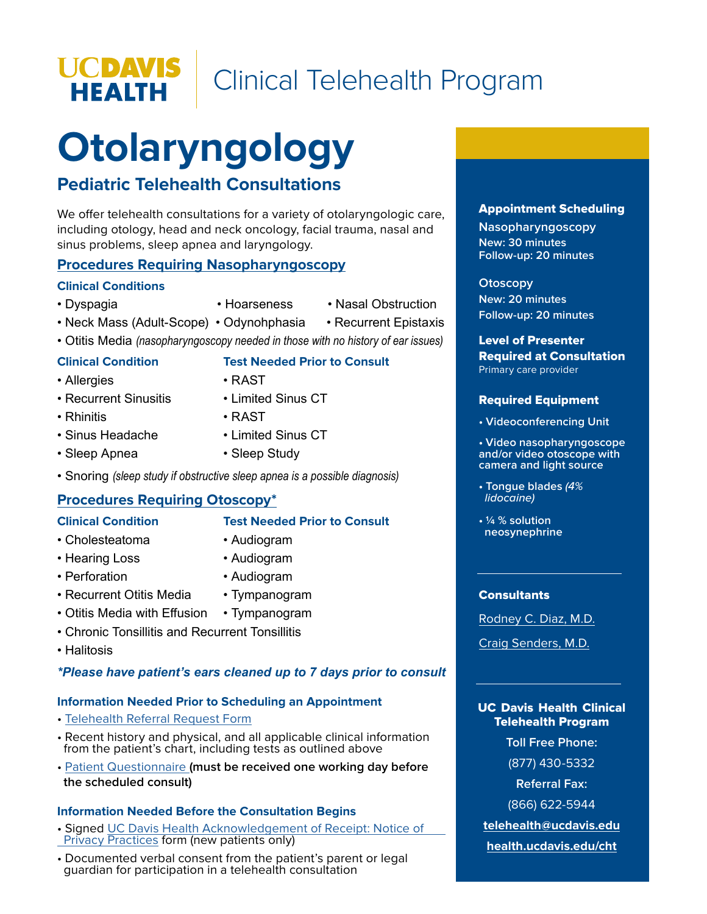# UC DAVIS HEALTH | Clinical Telehealth Program

# Otolaryngology

## Pediatric Telehealth Consultations

We offer telehealth consultations for a variety of otolaryngologic care, including otology, head and neck oncology, facial trauma, nasal and sinus problems, sleep apnea and laryngology.

### Procedures Requiring Nasopharyngoscopy

**Clinical Conditions**

- Dyspagia
- Hoarseness
- Nasal Obstruction
- Neck Mass (Adult-Scope)
- Odynohphasia
- Recurrent Epistaxis
- Otitis Media *(nasopharyngoscopy needed in those with no history of ear issues)*

| Clinical Condition | Test Needed Prior to Consult |
|---|---|
| • Allergies | • RAST |
| • Recurrent Sinusitis | • Limited Sinus CT |
| • Rhinitis | • RAST |
| • Sinus Headache | • Limited Sinus CT |
| • Sleep Apnea | • Sleep Study |

- Snoring *(sleep study if obstructive sleep apnea is a possible diagnosis)*

### Procedures Requiring Otoscopy*

| Clinical Condition | Test Needed Prior to Consult |
|---|---|
| • Cholesteatoma | • Audiogram |
| • Hearing Loss | • Audiogram |
| • Perforation | • Audiogram |
| • Recurrent Otitis Media | • Tympanogram |
| • Otitis Media with Effusion | • Tympanogram |

- Chronic Tonsillitis and Recurrent Tonsillitis
- Halitosis

***Please have patient's ears cleaned up to 7 days prior to consult***

**Information Needed Prior to Scheduling an Appointment**

- Telehealth Referral Request Form
- Recent history and physical, and all applicable clinical information from the patient's chart, including tests as outlined above
- Patient Questionnaire **(must be received one working day before the scheduled consult)**

**Information Needed Before the Consultation Begins**

- Signed UC Davis Health Acknowledgement of Receipt: Notice of Privacy Practices form (new patients only)
- Documented verbal consent from the patient's parent or legal guardian for participation in a telehealth consultation

**Appointment Scheduling**

Nasopharyngoscopy
New: 30 minutes
Follow-up: 20 minutes

Otoscopy
New: 20 minutes
Follow-up: 20 minutes

**Level of Presenter Required at Consultation**
Primary care provider

**Required Equipment**

- Videoconferencing Unit
- Video nasopharyngoscope and/or video otoscope with camera and light source
- Tongue blades *(4% lidocaine)*
- ¼ % solution neosynephrine

**Consultants**

Rodney C. Diaz, M.D.

Craig Senders, M.D.

**UC Davis Health Clinical Telehealth Program**

Toll Free Phone:
(877) 430-5332

Referral Fax:
(866) 622-5944

**telehealth@ucdavis.edu**

**health.ucdavis.edu/cht**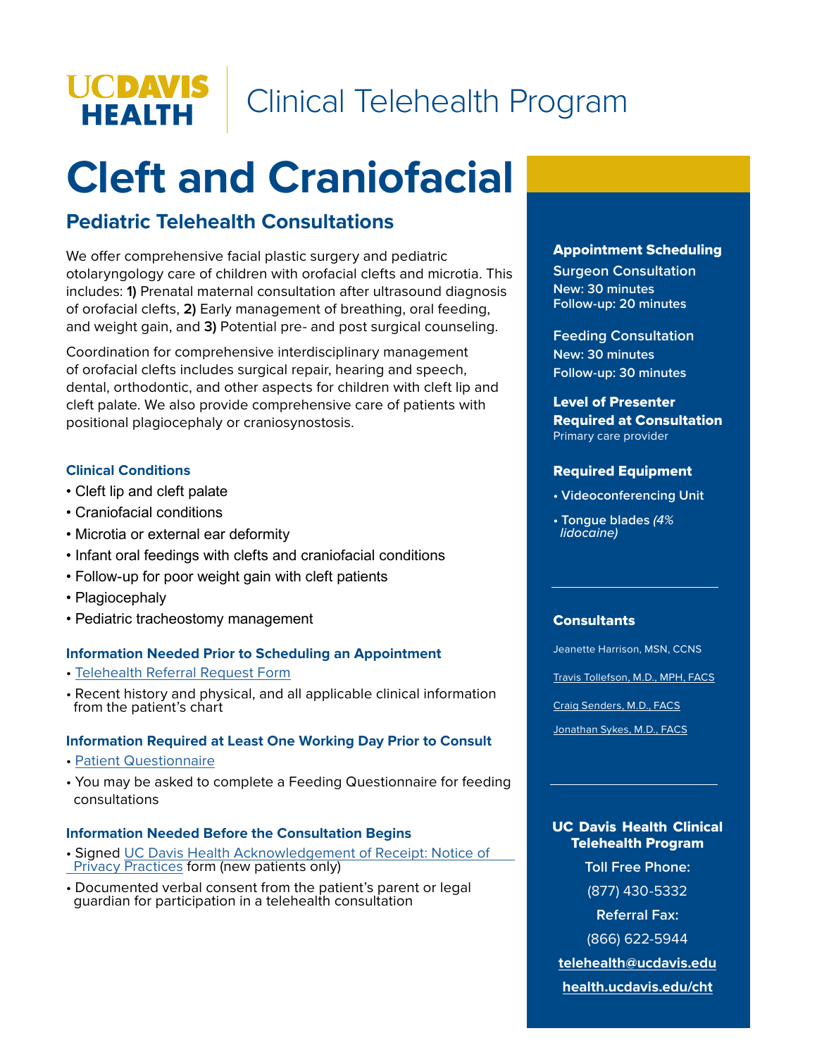UC DAVIS HEALTH | Clinical Telehealth Program

# Cleft and Craniofacial

## Pediatric Telehealth Consultations

We offer comprehensive facial plastic surgery and pediatric otolaryngology care of children with orofacial clefts and microtia. This includes: **1)** Prenatal maternal consultation after ultrasound diagnosis of orofacial clefts, **2)** Early management of breathing, oral feeding, and weight gain, and **3)** Potential pre- and post surgical counseling.

Coordination for comprehensive interdisciplinary management of orofacial clefts includes surgical repair, hearing and speech, dental, orthodontic, and other aspects for children with cleft lip and cleft palate. We also provide comprehensive care of patients with positional plagiocephaly or craniosynostosis.

### Clinical Conditions

- Cleft lip and cleft palate
- Craniofacial conditions
- Microtia or external ear deformity
- Infant oral feedings with clefts and craniofacial conditions
- Follow-up for poor weight gain with cleft patients
- Plagiocephaly
- Pediatric tracheostomy management

### Information Needed Prior to Scheduling an Appointment

- Telehealth Referral Request Form
- Recent history and physical, and all applicable clinical information from the patient's chart

### Information Required at Least One Working Day Prior to Consult

- Patient Questionnaire
- You may be asked to complete a Feeding Questionnaire for feeding consultations

### Information Needed Before the Consultation Begins

- Signed UC Davis Health Acknowledgement of Receipt: Notice of Privacy Practices form (new patients only)
- Documented verbal consent from the patient's parent or legal guardian for participation in a telehealth consultation

### Appointment Scheduling

**Surgeon Consultation**
New: 30 minutes
Follow-up: 20 minutes

**Feeding Consultation**
New: 30 minutes
Follow-up: 30 minutes

### Level of Presenter Required at Consultation

Primary care provider

### Required Equipment

- Videoconferencing Unit
- Tongue blades *(4% lidocaine)*

### Consultants

Jeanette Harrison, MSN, CCNS

Travis Tollefson, M.D., MPH, FACS

Craig Senders, M.D., FACS

Jonathan Sykes, M.D., FACS

### UC Davis Health Clinical Telehealth Program

Toll Free Phone:
(877) 430-5332

Referral Fax:
(866) 622-5944

telehealth@ucdavis.edu

health.ucdavis.edu/cht